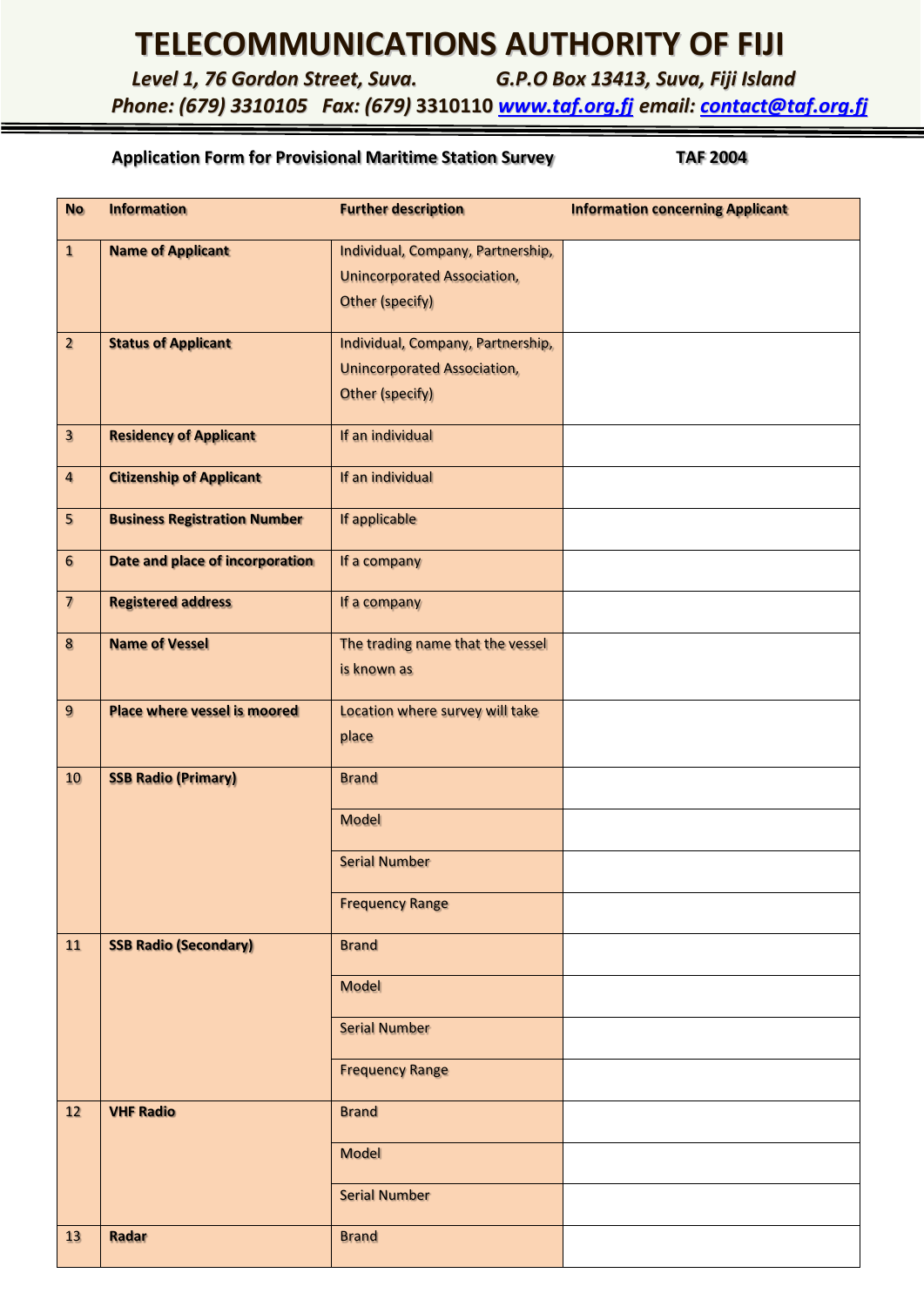# TELECOMMUNICATIONS AUTHORITY OF FIJI

*Level 1, 76 Gordon Street, Suva.* *G.P.O Box 13413, Suva, Fiji Island*

*Phone: (679) 3310105 Fax: (679)* 3310110 *www.taf.org.fj email: contact@taf.org.fj*

**Application Form for Provisional Maritime Station Survey** **TAF 2004**

| No | Information | Further description | Information concerning Applicant |
|---|---|---|---|
| 1 | **Name of Applicant** | Individual, Company, Partnership, Unincorporated Association, Other (specify) | |
| 2 | **Status of Applicant** | Individual, Company, Partnership, Unincorporated Association, Other (specify) | |
| 3 | **Residency of Applicant** | If an individual | |
| 4 | **Citizenship of Applicant** | If an individual | |
| 5 | **Business Registration Number** | If applicable | |
| 6 | **Date and place of incorporation** | If a company | |
| 7 | **Registered address** | If a company | |
| 8 | **Name of Vessel** | The trading name that the vessel is known as | |
| 9 | **Place where vessel is moored** | Location where survey will take place | |
| 10 | **SSB Radio (Primary)** | Brand | |
| | | Model | |
| | | Serial Number | |
| | | Frequency Range | |
| 11 | **SSB Radio (Secondary)** | Brand | |
| | | Model | |
| | | Serial Number | |
| | | Frequency Range | |
| 12 | **VHF Radio** | Brand | |
| | | Model | |
| | | Serial Number | |
| 13 | **Radar** | Brand | |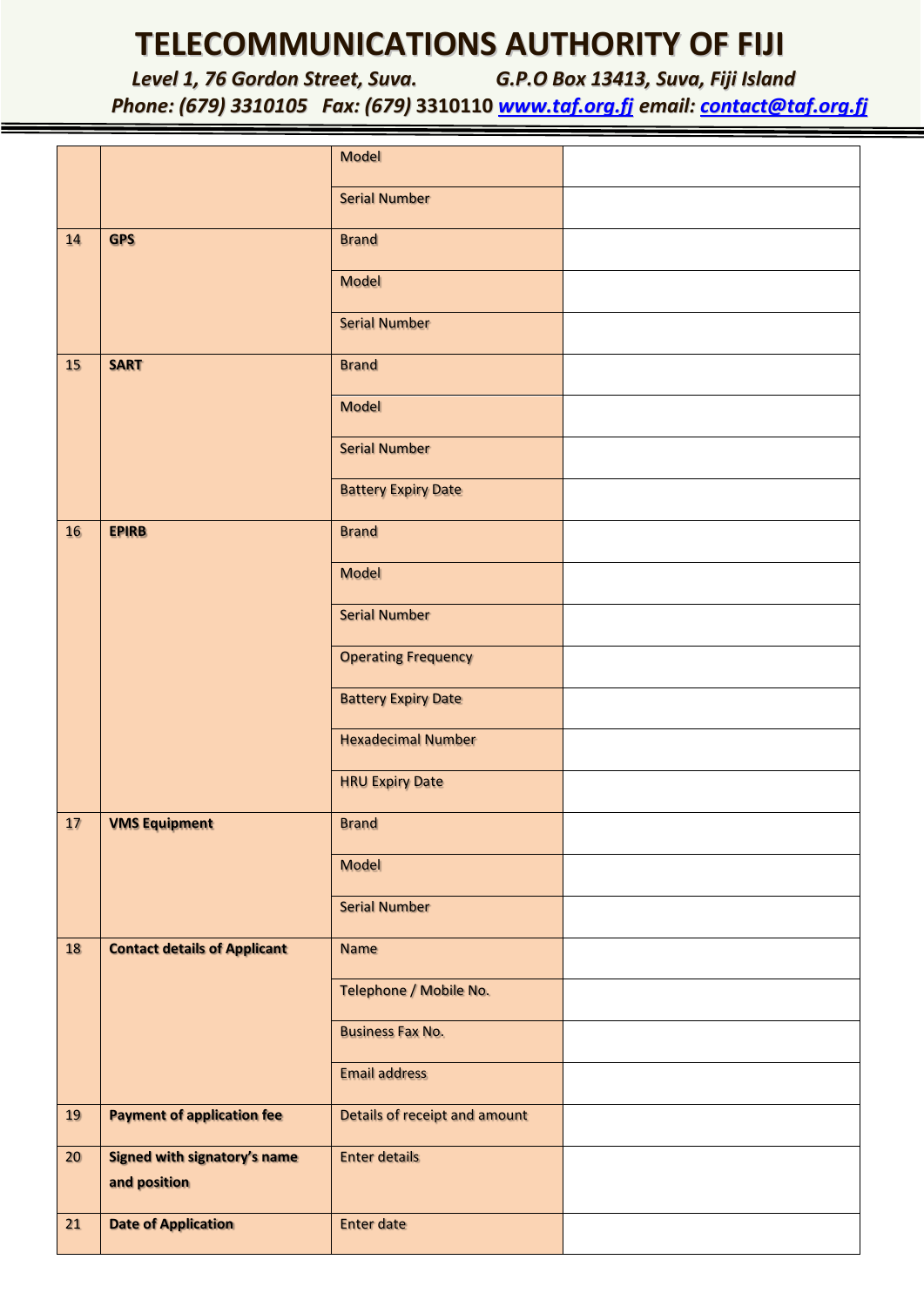# TELECOMMUNICATIONS AUTHORITY OF FIJI

*Level 1, 76 Gordon Street, Suva. G.P.O Box 13413, Suva, Fiji Island*

*Phone: (679) 3310105 Fax: (679) 3310110 www.taf.org.fj email: contact@taf.org.fj*

| | | | |
|---|---|---|---|
| | | Model | |
| | | Serial Number | |
| 14 | **GPS** | Brand | |
| | | Model | |
| | | Serial Number | |
| 15 | **SART** | Brand | |
| | | Model | |
| | | Serial Number | |
| | | Battery Expiry Date | |
| 16 | **EPIRB** | Brand | |
| | | Model | |
| | | Serial Number | |
| | | Operating Frequency | |
| | | Battery Expiry Date | |
| | | Hexadecimal Number | |
| | | HRU Expiry Date | |
| 17 | **VMS Equipment** | Brand | |
| | | Model | |
| | | Serial Number | |
| 18 | **Contact details of Applicant** | Name | |
| | | Telephone / Mobile No. | |
| | | Business Fax No. | |
| | | Email address | |
| 19 | **Payment of application fee** | Details of receipt and amount | |
| 20 | **Signed with signatory's name and position** | Enter details | |
| 21 | **Date of Application** | Enter date | |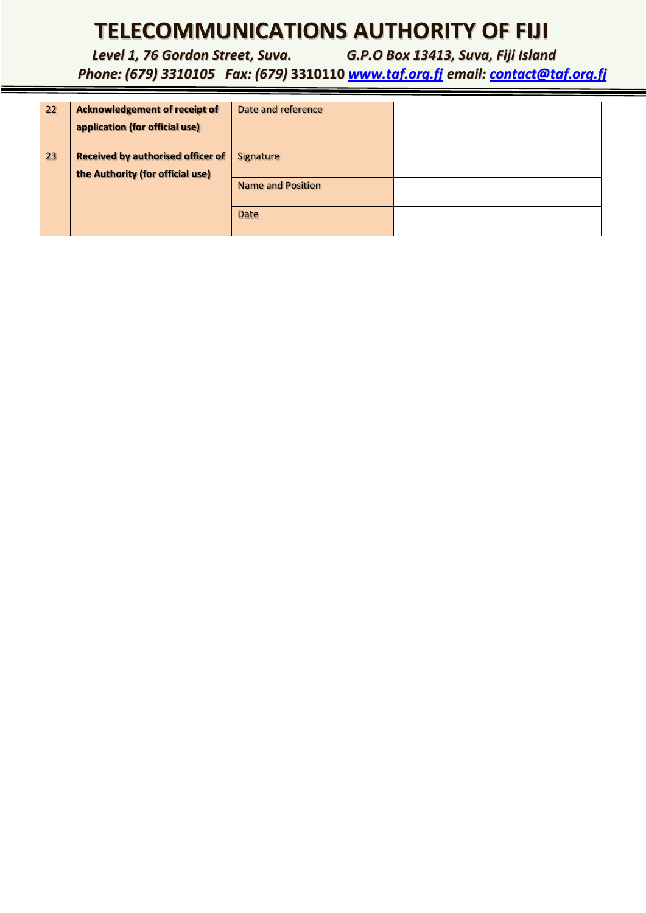| | | | |
|---|---|---|---|
| 22 | **Acknowledgement of receipt of application (for official use)** | Date and reference | |
| 23 | **Received by authorised officer of the Authority (for official use)** | Signature | |
| | | Name and Position | |
| | | Date | |